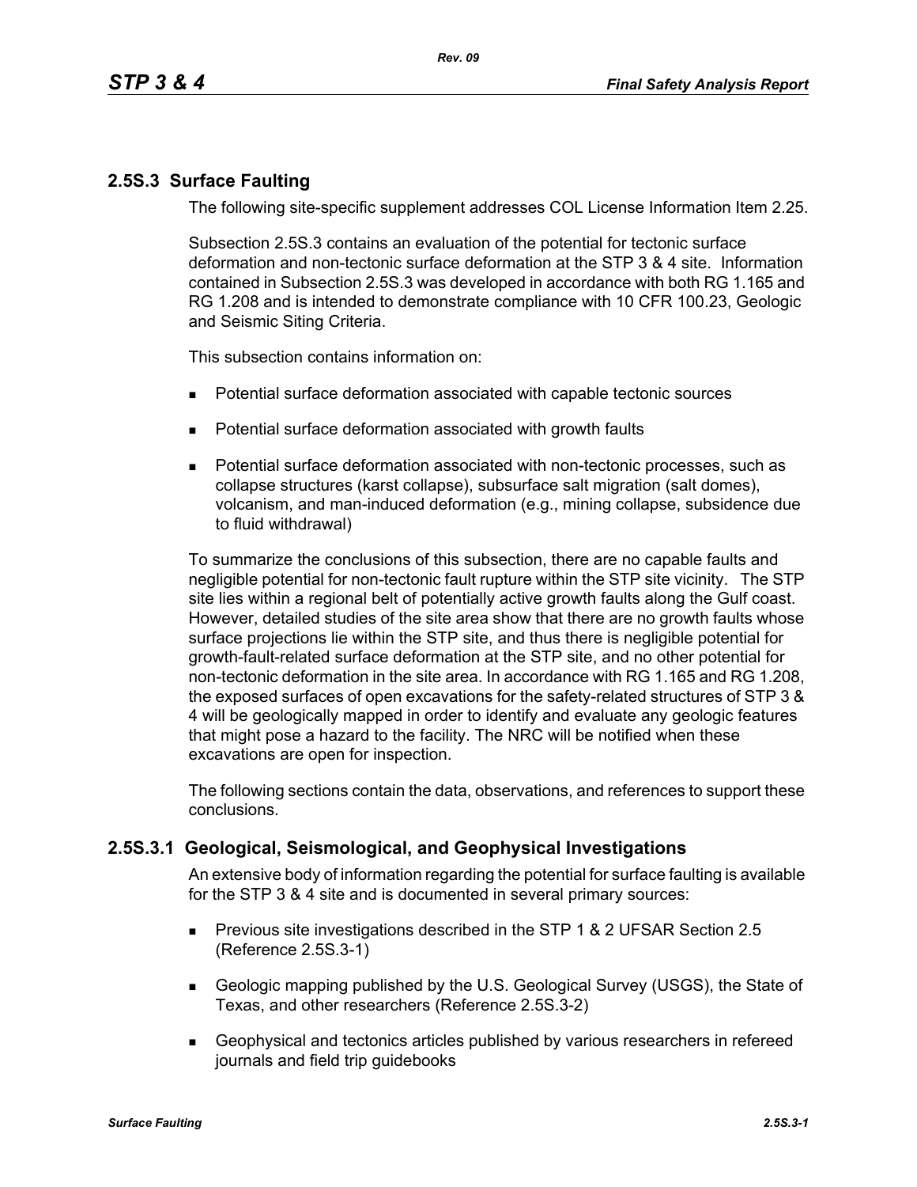## 2.5S.3 Surface Faulting

The following site-specific supplement addresses COL License Information Item 2.25.

Subsection 2.5S.3 contains an evaluation of the potential for tectonic surface deformation and non-tectonic surface deformation at the STP 3 & 4 site. Information contained in Subsection 2.5S.3 was developed in accordance with both RG 1.165 and RG 1.208 and is intended to demonstrate compliance with 10 CFR 100.23, Geologic and Seismic Siting Criteria.

This subsection contains information on:

- Potential surface deformation associated with capable tectonic sources
- Potential surface deformation associated with growth faults
- Potential surface deformation associated with non-tectonic processes, such as collapse structures (karst collapse), subsurface salt migration (salt domes), volcanism, and man-induced deformation (e.g., mining collapse, subsidence due to fluid withdrawal)

To summarize the conclusions of this subsection, there are no capable faults and negligible potential for non-tectonic fault rupture within the STP site vicinity. The STP site lies within a regional belt of potentially active growth faults along the Gulf coast. However, detailed studies of the site area show that there are no growth faults whose surface projections lie within the STP site, and thus there is negligible potential for growth-fault-related surface deformation at the STP site, and no other potential for non-tectonic deformation in the site area. In accordance with RG 1.165 and RG 1.208, the exposed surfaces of open excavations for the safety-related structures of STP 3 & 4 will be geologically mapped in order to identify and evaluate any geologic features that might pose a hazard to the facility. The NRC will be notified when these excavations are open for inspection.

The following sections contain the data, observations, and references to support these conclusions.

### 2.5S.3.1 Geological, Seismological, and Geophysical Investigations

An extensive body of information regarding the potential for surface faulting is available for the STP 3 & 4 site and is documented in several primary sources:

- Previous site investigations described in the STP 1 & 2 UFSAR Section 2.5 (Reference 2.5S.3-1)
- Geologic mapping published by the U.S. Geological Survey (USGS), the State of Texas, and other researchers (Reference 2.5S.3-2)
- Geophysical and tectonics articles published by various researchers in refereed journals and field trip guidebooks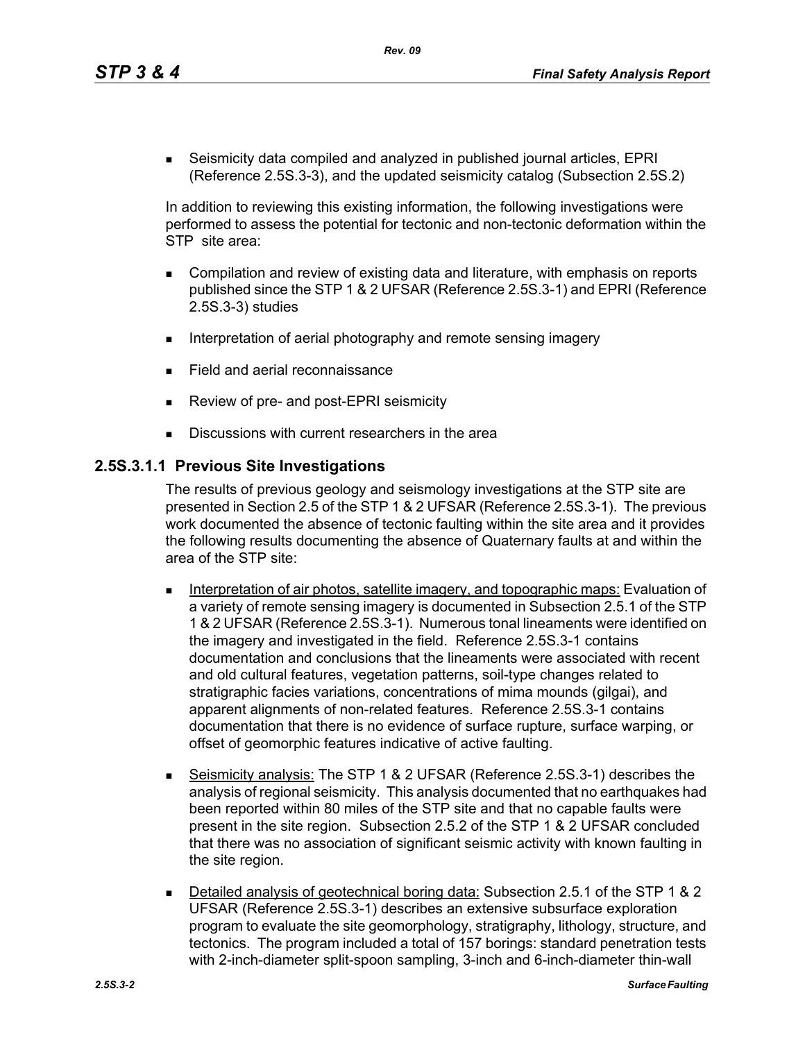- Seismicity data compiled and analyzed in published journal articles, EPRI (Reference 2.5S.3-3), and the updated seismicity catalog (Subsection 2.5S.2)

In addition to reviewing this existing information, the following investigations were performed to assess the potential for tectonic and non-tectonic deformation within the STP site area:

- Compilation and review of existing data and literature, with emphasis on reports published since the STP 1 & 2 UFSAR (Reference 2.5S.3-1) and EPRI (Reference 2.5S.3-3) studies
- Interpretation of aerial photography and remote sensing imagery
- Field and aerial reconnaissance
- Review of pre- and post-EPRI seismicity
- Discussions with current researchers in the area

### 2.5S.3.1.1 Previous Site Investigations

The results of previous geology and seismology investigations at the STP site are presented in Section 2.5 of the STP 1 & 2 UFSAR (Reference 2.5S.3-1). The previous work documented the absence of tectonic faulting within the site area and it provides the following results documenting the absence of Quaternary faults at and within the area of the STP site:

- Interpretation of air photos, satellite imagery, and topographic maps: Evaluation of a variety of remote sensing imagery is documented in Subsection 2.5.1 of the STP 1 & 2 UFSAR (Reference 2.5S.3-1). Numerous tonal lineaments were identified on the imagery and investigated in the field. Reference 2.5S.3-1 contains documentation and conclusions that the lineaments were associated with recent and old cultural features, vegetation patterns, soil-type changes related to stratigraphic facies variations, concentrations of mima mounds (gilgai), and apparent alignments of non-related features. Reference 2.5S.3-1 contains documentation that there is no evidence of surface rupture, surface warping, or offset of geomorphic features indicative of active faulting.
- Seismicity analysis: The STP 1 & 2 UFSAR (Reference 2.5S.3-1) describes the analysis of regional seismicity. This analysis documented that no earthquakes had been reported within 80 miles of the STP site and that no capable faults were present in the site region. Subsection 2.5.2 of the STP 1 & 2 UFSAR concluded that there was no association of significant seismic activity with known faulting in the site region.
- Detailed analysis of geotechnical boring data: Subsection 2.5.1 of the STP 1 & 2 UFSAR (Reference 2.5S.3-1) describes an extensive subsurface exploration program to evaluate the site geomorphology, stratigraphy, lithology, structure, and tectonics. The program included a total of 157 borings: standard penetration tests with 2-inch-diameter split-spoon sampling, 3-inch and 6-inch-diameter thin-wall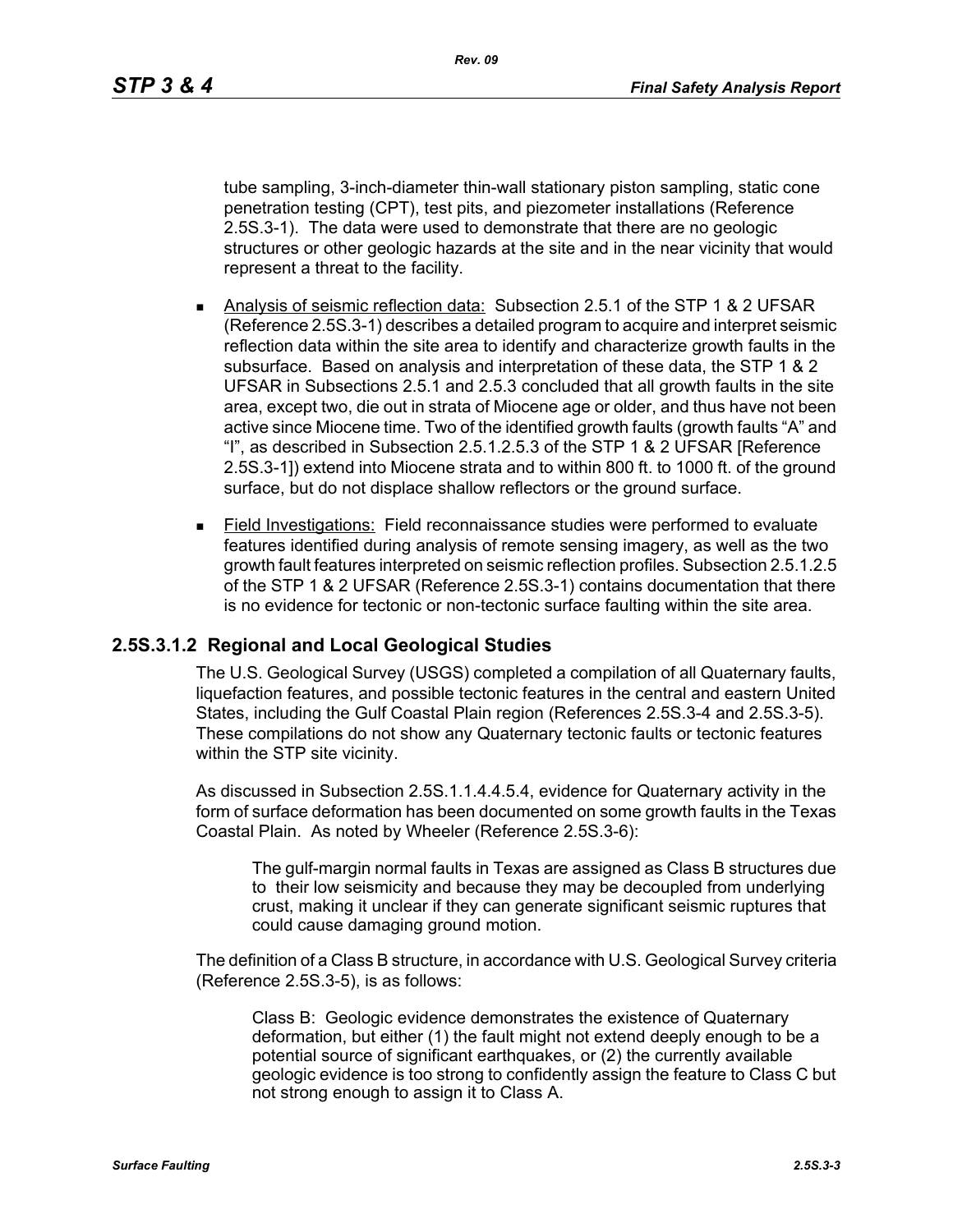tube sampling, 3-inch-diameter thin-wall stationary piston sampling, static cone penetration testing (CPT), test pits, and piezometer installations (Reference 2.5S.3-1). The data were used to demonstrate that there are no geologic structures or other geologic hazards at the site and in the near vicinity that would represent a threat to the facility.

- Analysis of seismic reflection data: Subsection 2.5.1 of the STP 1 & 2 UFSAR (Reference 2.5S.3-1) describes a detailed program to acquire and interpret seismic reflection data within the site area to identify and characterize growth faults in the subsurface. Based on analysis and interpretation of these data, the STP 1 & 2 UFSAR in Subsections 2.5.1 and 2.5.3 concluded that all growth faults in the site area, except two, die out in strata of Miocene age or older, and thus have not been active since Miocene time. Two of the identified growth faults (growth faults "A" and "I", as described in Subsection 2.5.1.2.5.3 of the STP 1 & 2 UFSAR [Reference 2.5S.3-1]) extend into Miocene strata and to within 800 ft. to 1000 ft. of the ground surface, but do not displace shallow reflectors or the ground surface.
- Field Investigations: Field reconnaissance studies were performed to evaluate features identified during analysis of remote sensing imagery, as well as the two growth fault features interpreted on seismic reflection profiles. Subsection 2.5.1.2.5 of the STP 1 & 2 UFSAR (Reference 2.5S.3-1) contains documentation that there is no evidence for tectonic or non-tectonic surface faulting within the site area.

### 2.5S.3.1.2 Regional and Local Geological Studies

The U.S. Geological Survey (USGS) completed a compilation of all Quaternary faults, liquefaction features, and possible tectonic features in the central and eastern United States, including the Gulf Coastal Plain region (References 2.5S.3-4 and 2.5S.3-5). These compilations do not show any Quaternary tectonic faults or tectonic features within the STP site vicinity.

As discussed in Subsection 2.5S.1.1.4.4.5.4, evidence for Quaternary activity in the form of surface deformation has been documented on some growth faults in the Texas Coastal Plain. As noted by Wheeler (Reference 2.5S.3-6):

> The gulf-margin normal faults in Texas are assigned as Class B structures due to their low seismicity and because they may be decoupled from underlying crust, making it unclear if they can generate significant seismic ruptures that could cause damaging ground motion.

The definition of a Class B structure, in accordance with U.S. Geological Survey criteria (Reference 2.5S.3-5), is as follows:

> Class B: Geologic evidence demonstrates the existence of Quaternary deformation, but either (1) the fault might not extend deeply enough to be a potential source of significant earthquakes, or (2) the currently available geologic evidence is too strong to confidently assign the feature to Class C but not strong enough to assign it to Class A.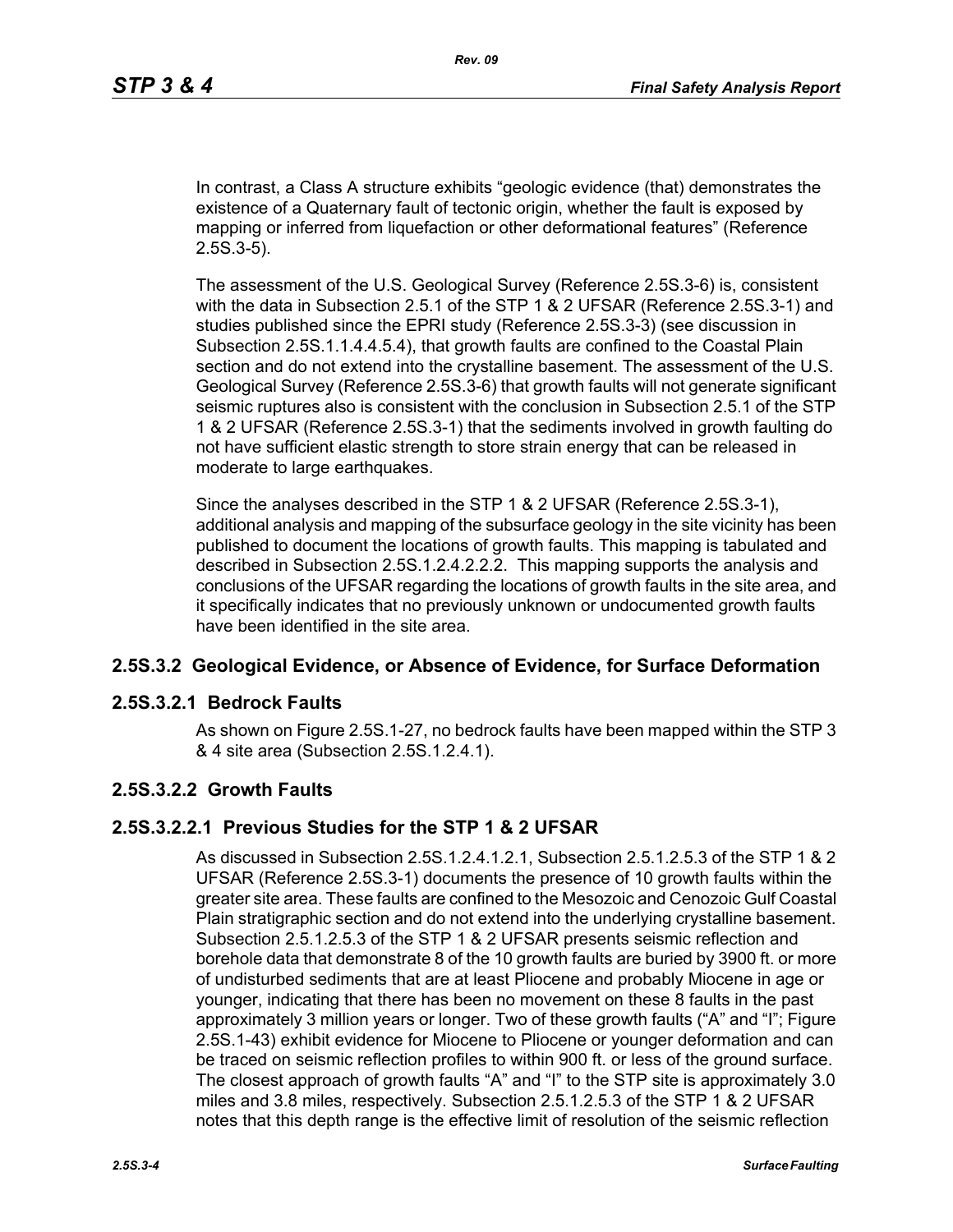In contrast, a Class A structure exhibits "geologic evidence (that) demonstrates the existence of a Quaternary fault of tectonic origin, whether the fault is exposed by mapping or inferred from liquefaction or other deformational features" (Reference 2.5S.3-5).

The assessment of the U.S. Geological Survey (Reference 2.5S.3-6) is, consistent with the data in Subsection 2.5.1 of the STP 1 & 2 UFSAR (Reference 2.5S.3-1) and studies published since the EPRI study (Reference 2.5S.3-3) (see discussion in Subsection 2.5S.1.1.4.4.5.4), that growth faults are confined to the Coastal Plain section and do not extend into the crystalline basement. The assessment of the U.S. Geological Survey (Reference 2.5S.3-6) that growth faults will not generate significant seismic ruptures also is consistent with the conclusion in Subsection 2.5.1 of the STP 1 & 2 UFSAR (Reference 2.5S.3-1) that the sediments involved in growth faulting do not have sufficient elastic strength to store strain energy that can be released in moderate to large earthquakes.

Since the analyses described in the STP 1 & 2 UFSAR (Reference 2.5S.3-1), additional analysis and mapping of the subsurface geology in the site vicinity has been published to document the locations of growth faults. This mapping is tabulated and described in Subsection 2.5S.1.2.4.2.2.2. This mapping supports the analysis and conclusions of the UFSAR regarding the locations of growth faults in the site area, and it specifically indicates that no previously unknown or undocumented growth faults have been identified in the site area.

## 2.5S.3.2 Geological Evidence, or Absence of Evidence, for Surface Deformation

### 2.5S.3.2.1 Bedrock Faults

As shown on Figure 2.5S.1-27, no bedrock faults have been mapped within the STP 3 & 4 site area (Subsection 2.5S.1.2.4.1).

### 2.5S.3.2.2 Growth Faults

#### 2.5S.3.2.2.1 Previous Studies for the STP 1 & 2 UFSAR

As discussed in Subsection 2.5S.1.2.4.1.2.1, Subsection 2.5.1.2.5.3 of the STP 1 & 2 UFSAR (Reference 2.5S.3-1) documents the presence of 10 growth faults within the greater site area. These faults are confined to the Mesozoic and Cenozoic Gulf Coastal Plain stratigraphic section and do not extend into the underlying crystalline basement. Subsection 2.5.1.2.5.3 of the STP 1 & 2 UFSAR presents seismic reflection and borehole data that demonstrate 8 of the 10 growth faults are buried by 3900 ft. or more of undisturbed sediments that are at least Pliocene and probably Miocene in age or younger, indicating that there has been no movement on these 8 faults in the past approximately 3 million years or longer. Two of these growth faults ("A" and "I"; Figure 2.5S.1-43) exhibit evidence for Miocene to Pliocene or younger deformation and can be traced on seismic reflection profiles to within 900 ft. or less of the ground surface. The closest approach of growth faults "A" and "I" to the STP site is approximately 3.0 miles and 3.8 miles, respectively. Subsection 2.5.1.2.5.3 of the STP 1 & 2 UFSAR notes that this depth range is the effective limit of resolution of the seismic reflection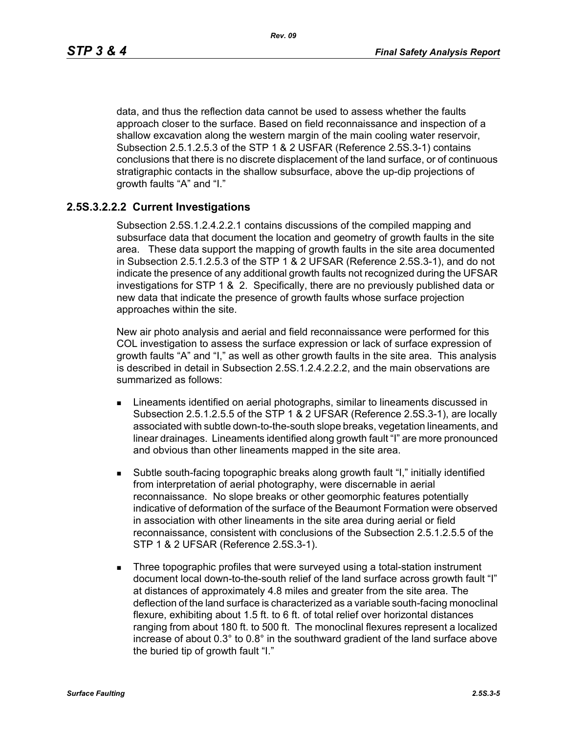data, and thus the reflection data cannot be used to assess whether the faults approach closer to the surface. Based on field reconnaissance and inspection of a shallow excavation along the western margin of the main cooling water reservoir, Subsection 2.5.1.2.5.3 of the STP 1 & 2 USFAR (Reference 2.5S.3-1) contains conclusions that there is no discrete displacement of the land surface, or of continuous stratigraphic contacts in the shallow subsurface, above the up-dip projections of growth faults “A” and “I.”

### 2.5S.3.2.2.2 Current Investigations

Subsection 2.5S.1.2.4.2.2.1 contains discussions of the compiled mapping and subsurface data that document the location and geometry of growth faults in the site area. These data support the mapping of growth faults in the site area documented in Subsection 2.5.1.2.5.3 of the STP 1 & 2 UFSAR (Reference 2.5S.3-1), and do not indicate the presence of any additional growth faults not recognized during the UFSAR investigations for STP 1 & 2. Specifically, there are no previously published data or new data that indicate the presence of growth faults whose surface projection approaches within the site.

New air photo analysis and aerial and field reconnaissance were performed for this COL investigation to assess the surface expression or lack of surface expression of growth faults “A” and “I,” as well as other growth faults in the site area. This analysis is described in detail in Subsection 2.5S.1.2.4.2.2.2, and the main observations are summarized as follows:

- Lineaments identified on aerial photographs, similar to lineaments discussed in Subsection 2.5.1.2.5.5 of the STP 1 & 2 UFSAR (Reference 2.5S.3-1), are locally associated with subtle down-to-the-south slope breaks, vegetation lineaments, and linear drainages. Lineaments identified along growth fault “I” are more pronounced and obvious than other lineaments mapped in the site area.
- Subtle south-facing topographic breaks along growth fault “I,” initially identified from interpretation of aerial photography, were discernable in aerial reconnaissance. No slope breaks or other geomorphic features potentially indicative of deformation of the surface of the Beaumont Formation were observed in association with other lineaments in the site area during aerial or field reconnaissance, consistent with conclusions of the Subsection 2.5.1.2.5.5 of the STP 1 & 2 UFSAR (Reference 2.5S.3-1).
- Three topographic profiles that were surveyed using a total-station instrument document local down-to-the-south relief of the land surface across growth fault “I” at distances of approximately 4.8 miles and greater from the site area. The deflection of the land surface is characterized as a variable south-facing monoclinal flexure, exhibiting about 1.5 ft. to 6 ft. of total relief over horizontal distances ranging from about 180 ft. to 500 ft. The monoclinal flexures represent a localized increase of about 0.3° to 0.8° in the southward gradient of the land surface above the buried tip of growth fault “I.”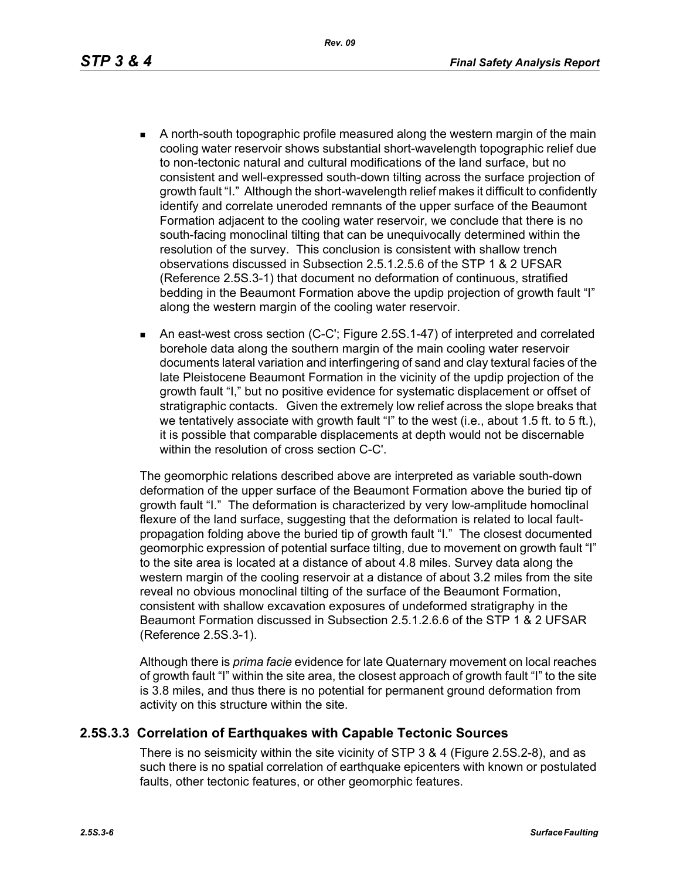- A north-south topographic profile measured along the western margin of the main cooling water reservoir shows substantial short-wavelength topographic relief due to non-tectonic natural and cultural modifications of the land surface, but no consistent and well-expressed south-down tilting across the surface projection of growth fault "I." Although the short-wavelength relief makes it difficult to confidently identify and correlate uneroded remnants of the upper surface of the Beaumont Formation adjacent to the cooling water reservoir, we conclude that there is no south-facing monoclinal tilting that can be unequivocally determined within the resolution of the survey. This conclusion is consistent with shallow trench observations discussed in Subsection 2.5.1.2.5.6 of the STP 1 & 2 UFSAR (Reference 2.5S.3-1) that document no deformation of continuous, stratified bedding in the Beaumont Formation above the updip projection of growth fault "I" along the western margin of the cooling water reservoir.

- An east-west cross section (C-C'; Figure 2.5S.1-47) of interpreted and correlated borehole data along the southern margin of the main cooling water reservoir documents lateral variation and interfingering of sand and clay textural facies of the late Pleistocene Beaumont Formation in the vicinity of the updip projection of the growth fault "I," but no positive evidence for systematic displacement or offset of stratigraphic contacts. Given the extremely low relief across the slope breaks that we tentatively associate with growth fault "I" to the west (i.e., about 1.5 ft. to 5 ft.), it is possible that comparable displacements at depth would not be discernable within the resolution of cross section C-C'.

The geomorphic relations described above are interpreted as variable south-down deformation of the upper surface of the Beaumont Formation above the buried tip of growth fault "I." The deformation is characterized by very low-amplitude homoclinal flexure of the land surface, suggesting that the deformation is related to local fault-propagation folding above the buried tip of growth fault "I." The closest documented geomorphic expression of potential surface tilting, due to movement on growth fault "I" to the site area is located at a distance of about 4.8 miles. Survey data along the western margin of the cooling reservoir at a distance of about 3.2 miles from the site reveal no obvious monoclinal tilting of the surface of the Beaumont Formation, consistent with shallow excavation exposures of undeformed stratigraphy in the Beaumont Formation discussed in Subsection 2.5.1.2.6.6 of the STP 1 & 2 UFSAR (Reference 2.5S.3-1).

Although there is *prima facie* evidence for late Quaternary movement on local reaches of growth fault "I" within the site area, the closest approach of growth fault "I" to the site is 3.8 miles, and thus there is no potential for permanent ground deformation from activity on this structure within the site.

## 2.5S.3.3 Correlation of Earthquakes with Capable Tectonic Sources

There is no seismicity within the site vicinity of STP 3 & 4 (Figure 2.5S.2-8), and as such there is no spatial correlation of earthquake epicenters with known or postulated faults, other tectonic features, or other geomorphic features.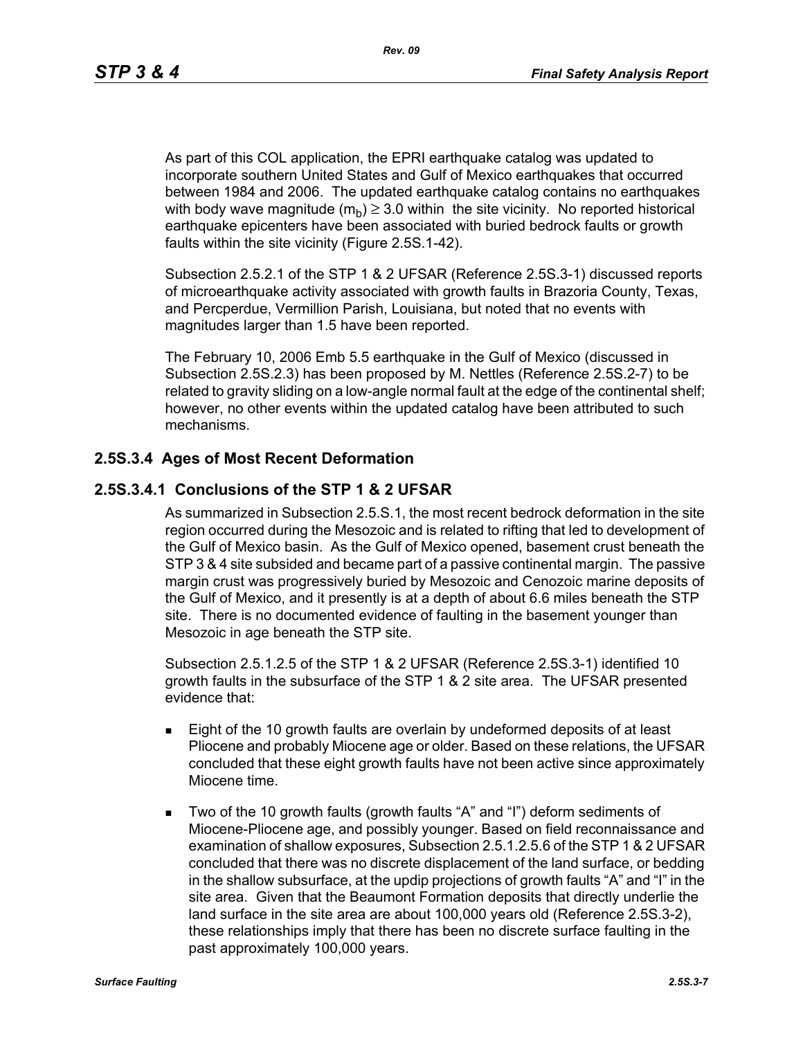As part of this COL application, the EPRI earthquake catalog was updated to incorporate southern United States and Gulf of Mexico earthquakes that occurred between 1984 and 2006. The updated earthquake catalog contains no earthquakes with body wave magnitude ($m_b$) ≥ 3.0 within the site vicinity. No reported historical earthquake epicenters have been associated with buried bedrock faults or growth faults within the site vicinity (Figure 2.5S.1-42).

Subsection 2.5.2.1 of the STP 1 & 2 UFSAR (Reference 2.5S.3-1) discussed reports of microearthquake activity associated with growth faults in Brazoria County, Texas, and Percperdue, Vermillion Parish, Louisiana, but noted that no events with magnitudes larger than 1.5 have been reported.

The February 10, 2006 Emb 5.5 earthquake in the Gulf of Mexico (discussed in Subsection 2.5S.2.3) has been proposed by M. Nettles (Reference 2.5S.2-7) to be related to gravity sliding on a low-angle normal fault at the edge of the continental shelf; however, no other events within the updated catalog have been attributed to such mechanisms.

## 2.5S.3.4 Ages of Most Recent Deformation

### 2.5S.3.4.1 Conclusions of the STP 1 & 2 UFSAR

As summarized in Subsection 2.5.S.1, the most recent bedrock deformation in the site region occurred during the Mesozoic and is related to rifting that led to development of the Gulf of Mexico basin. As the Gulf of Mexico opened, basement crust beneath the STP 3 & 4 site subsided and became part of a passive continental margin. The passive margin crust was progressively buried by Mesozoic and Cenozoic marine deposits of the Gulf of Mexico, and it presently is at a depth of about 6.6 miles beneath the STP site. There is no documented evidence of faulting in the basement younger than Mesozoic in age beneath the STP site.

Subsection 2.5.1.2.5 of the STP 1 & 2 UFSAR (Reference 2.5S.3-1) identified 10 growth faults in the subsurface of the STP 1 & 2 site area. The UFSAR presented evidence that:

- Eight of the 10 growth faults are overlain by undeformed deposits of at least Pliocene and probably Miocene age or older. Based on these relations, the UFSAR concluded that these eight growth faults have not been active since approximately Miocene time.
- Two of the 10 growth faults (growth faults "A" and "I") deform sediments of Miocene-Pliocene age, and possibly younger. Based on field reconnaissance and examination of shallow exposures, Subsection 2.5.1.2.5.6 of the STP 1 & 2 UFSAR concluded that there was no discrete displacement of the land surface, or bedding in the shallow subsurface, at the updip projections of growth faults "A" and "I" in the site area. Given that the Beaumont Formation deposits that directly underlie the land surface in the site area are about 100,000 years old (Reference 2.5S.3-2), these relationships imply that there has been no discrete surface faulting in the past approximately 100,000 years.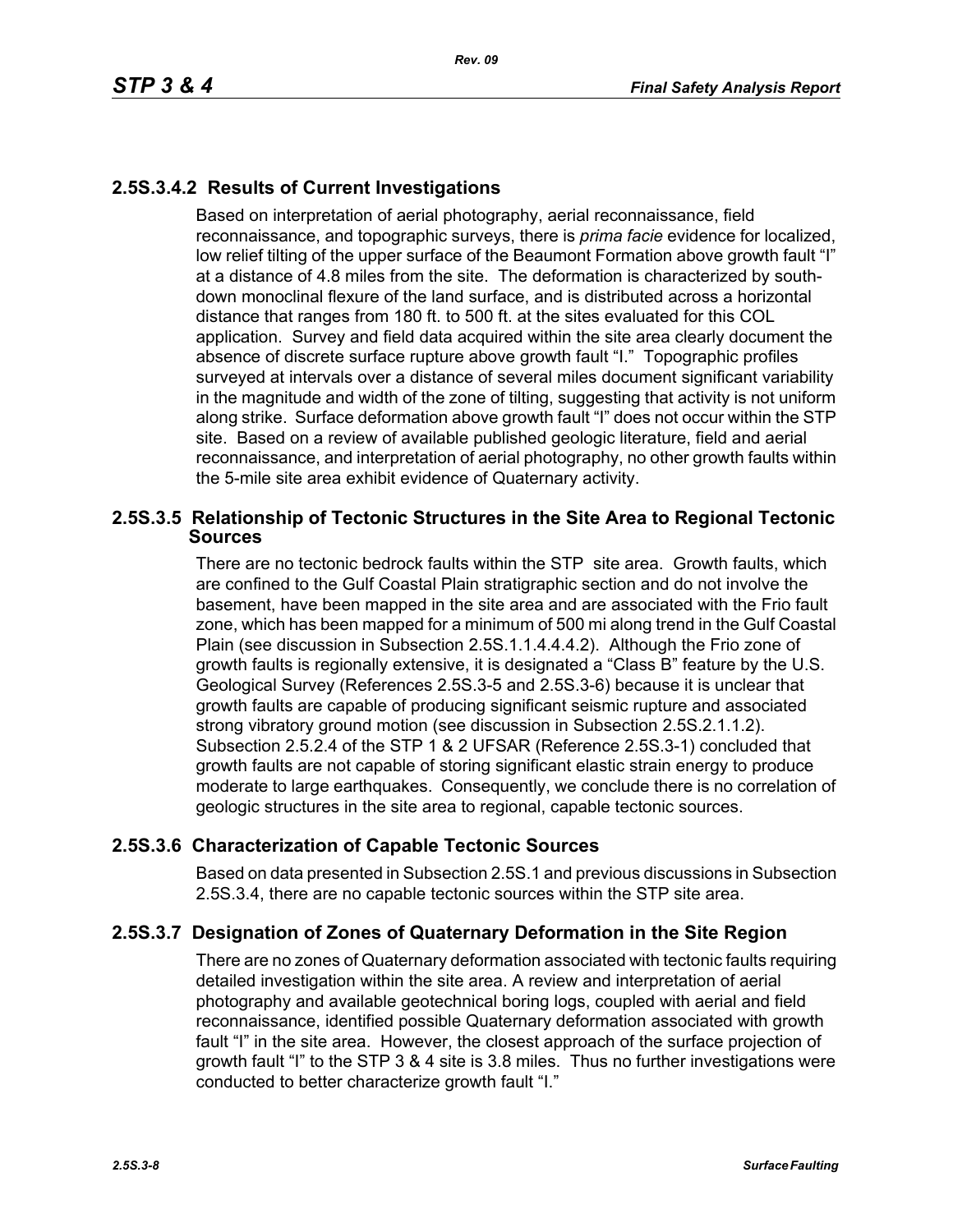### 2.5S.3.4.2 Results of Current Investigations

Based on interpretation of aerial photography, aerial reconnaissance, field reconnaissance, and topographic surveys, there is *prima facie* evidence for localized, low relief tilting of the upper surface of the Beaumont Formation above growth fault "I" at a distance of 4.8 miles from the site. The deformation is characterized by south-down monoclinal flexure of the land surface, and is distributed across a horizontal distance that ranges from 180 ft. to 500 ft. at the sites evaluated for this COL application. Survey and field data acquired within the site area clearly document the absence of discrete surface rupture above growth fault "I." Topographic profiles surveyed at intervals over a distance of several miles document significant variability in the magnitude and width of the zone of tilting, suggesting that activity is not uniform along strike. Surface deformation above growth fault "I" does not occur within the STP site. Based on a review of available published geologic literature, field and aerial reconnaissance, and interpretation of aerial photography, no other growth faults within the 5-mile site area exhibit evidence of Quaternary activity.

## 2.5S.3.5 Relationship of Tectonic Structures in the Site Area to Regional Tectonic Sources

There are no tectonic bedrock faults within the STP site area. Growth faults, which are confined to the Gulf Coastal Plain stratigraphic section and do not involve the basement, have been mapped in the site area and are associated with the Frio fault zone, which has been mapped for a minimum of 500 mi along trend in the Gulf Coastal Plain (see discussion in Subsection 2.5S.1.1.4.4.4.2). Although the Frio zone of growth faults is regionally extensive, it is designated a "Class B" feature by the U.S. Geological Survey (References 2.5S.3-5 and 2.5S.3-6) because it is unclear that growth faults are capable of producing significant seismic rupture and associated strong vibratory ground motion (see discussion in Subsection 2.5S.2.1.1.2). Subsection 2.5.2.4 of the STP 1 & 2 UFSAR (Reference 2.5S.3-1) concluded that growth faults are not capable of storing significant elastic strain energy to produce moderate to large earthquakes. Consequently, we conclude there is no correlation of geologic structures in the site area to regional, capable tectonic sources.

## 2.5S.3.6 Characterization of Capable Tectonic Sources

Based on data presented in Subsection 2.5S.1 and previous discussions in Subsection 2.5S.3.4, there are no capable tectonic sources within the STP site area.

## 2.5S.3.7 Designation of Zones of Quaternary Deformation in the Site Region

There are no zones of Quaternary deformation associated with tectonic faults requiring detailed investigation within the site area. A review and interpretation of aerial photography and available geotechnical boring logs, coupled with aerial and field reconnaissance, identified possible Quaternary deformation associated with growth fault "I" in the site area. However, the closest approach of the surface projection of growth fault "I" to the STP 3 & 4 site is 3.8 miles. Thus no further investigations were conducted to better characterize growth fault "I."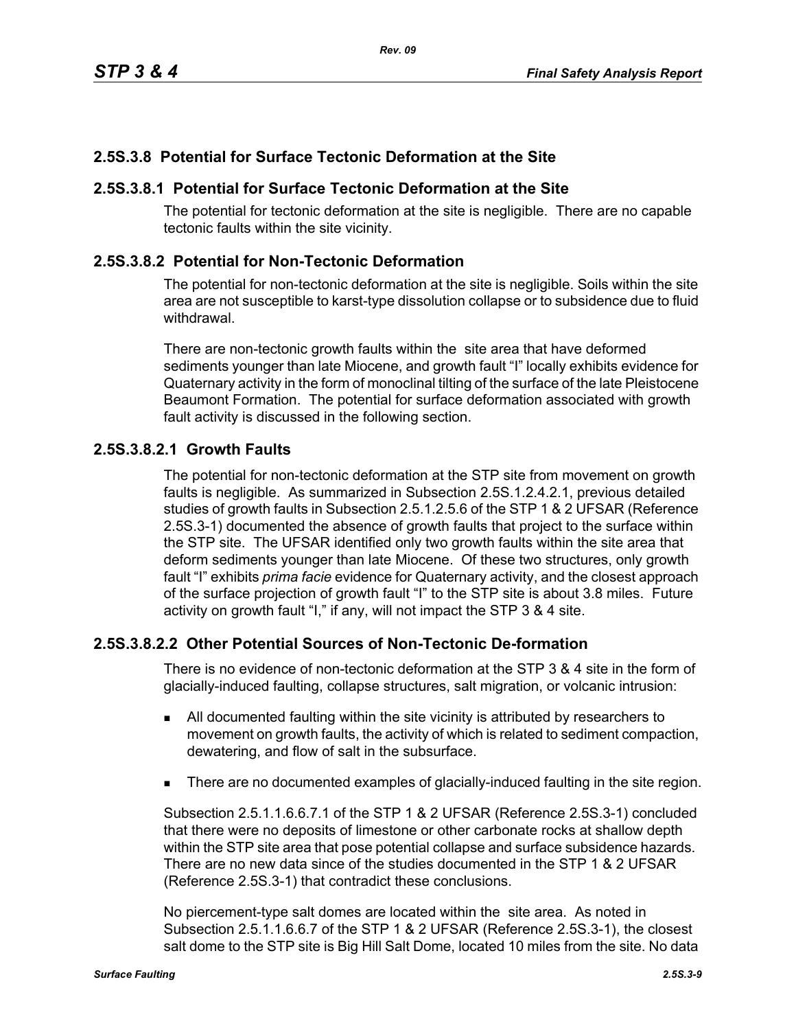## 2.5S.3.8 Potential for Surface Tectonic Deformation at the Site

### 2.5S.3.8.1 Potential for Surface Tectonic Deformation at the Site

The potential for tectonic deformation at the site is negligible. There are no capable tectonic faults within the site vicinity.

### 2.5S.3.8.2 Potential for Non-Tectonic Deformation

The potential for non-tectonic deformation at the site is negligible. Soils within the site area are not susceptible to karst-type dissolution collapse or to subsidence due to fluid withdrawal.

There are non-tectonic growth faults within the site area that have deformed sediments younger than late Miocene, and growth fault "I" locally exhibits evidence for Quaternary activity in the form of monoclinal tilting of the surface of the late Pleistocene Beaumont Formation. The potential for surface deformation associated with growth fault activity is discussed in the following section.

#### 2.5S.3.8.2.1 Growth Faults

The potential for non-tectonic deformation at the STP site from movement on growth faults is negligible. As summarized in Subsection 2.5S.1.2.4.2.1, previous detailed studies of growth faults in Subsection 2.5.1.2.5.6 of the STP 1 & 2 UFSAR (Reference 2.5S.3-1) documented the absence of growth faults that project to the surface within the STP site. The UFSAR identified only two growth faults within the site area that deform sediments younger than late Miocene. Of these two structures, only growth fault "I" exhibits *prima facie* evidence for Quaternary activity, and the closest approach of the surface projection of growth fault "I" to the STP site is about 3.8 miles. Future activity on growth fault "I," if any, will not impact the STP 3 & 4 site.

#### 2.5S.3.8.2.2 Other Potential Sources of Non-Tectonic De-formation

There is no evidence of non-tectonic deformation at the STP 3 & 4 site in the form of glacially-induced faulting, collapse structures, salt migration, or volcanic intrusion:

- All documented faulting within the site vicinity is attributed by researchers to movement on growth faults, the activity of which is related to sediment compaction, dewatering, and flow of salt in the subsurface.
- There are no documented examples of glacially-induced faulting in the site region.

Subsection 2.5.1.1.6.6.7.1 of the STP 1 & 2 UFSAR (Reference 2.5S.3-1) concluded that there were no deposits of limestone or other carbonate rocks at shallow depth within the STP site area that pose potential collapse and surface subsidence hazards. There are no new data since of the studies documented in the STP 1 & 2 UFSAR (Reference 2.5S.3-1) that contradict these conclusions.

No piercement-type salt domes are located within the site area. As noted in Subsection 2.5.1.1.6.6.7 of the STP 1 & 2 UFSAR (Reference 2.5S.3-1), the closest salt dome to the STP site is Big Hill Salt Dome, located 10 miles from the site. No data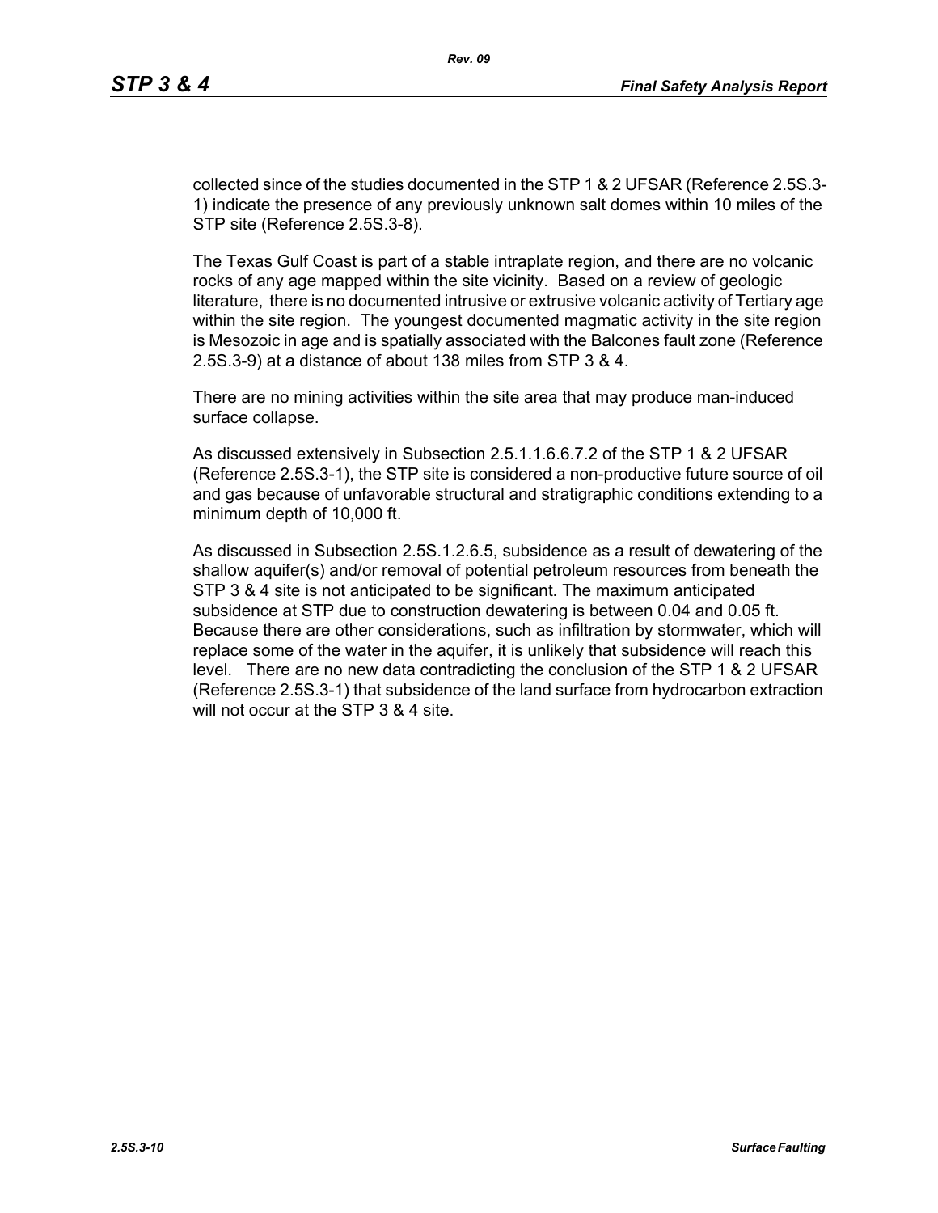collected since of the studies documented in the STP 1 & 2 UFSAR (Reference 2.5S.3-1) indicate the presence of any previously unknown salt domes within 10 miles of the STP site (Reference 2.5S.3-8).

The Texas Gulf Coast is part of a stable intraplate region, and there are no volcanic rocks of any age mapped within the site vicinity. Based on a review of geologic literature, there is no documented intrusive or extrusive volcanic activity of Tertiary age within the site region. The youngest documented magmatic activity in the site region is Mesozoic in age and is spatially associated with the Balcones fault zone (Reference 2.5S.3-9) at a distance of about 138 miles from STP 3 & 4.

There are no mining activities within the site area that may produce man-induced surface collapse.

As discussed extensively in Subsection 2.5.1.1.6.6.7.2 of the STP 1 & 2 UFSAR (Reference 2.5S.3-1), the STP site is considered a non-productive future source of oil and gas because of unfavorable structural and stratigraphic conditions extending to a minimum depth of 10,000 ft.

As discussed in Subsection 2.5S.1.2.6.5, subsidence as a result of dewatering of the shallow aquifer(s) and/or removal of potential petroleum resources from beneath the STP 3 & 4 site is not anticipated to be significant. The maximum anticipated subsidence at STP due to construction dewatering is between 0.04 and 0.05 ft. Because there are other considerations, such as infiltration by stormwater, which will replace some of the water in the aquifer, it is unlikely that subsidence will reach this level. There are no new data contradicting the conclusion of the STP 1 & 2 UFSAR (Reference 2.5S.3-1) that subsidence of the land surface from hydrocarbon extraction will not occur at the STP 3 & 4 site.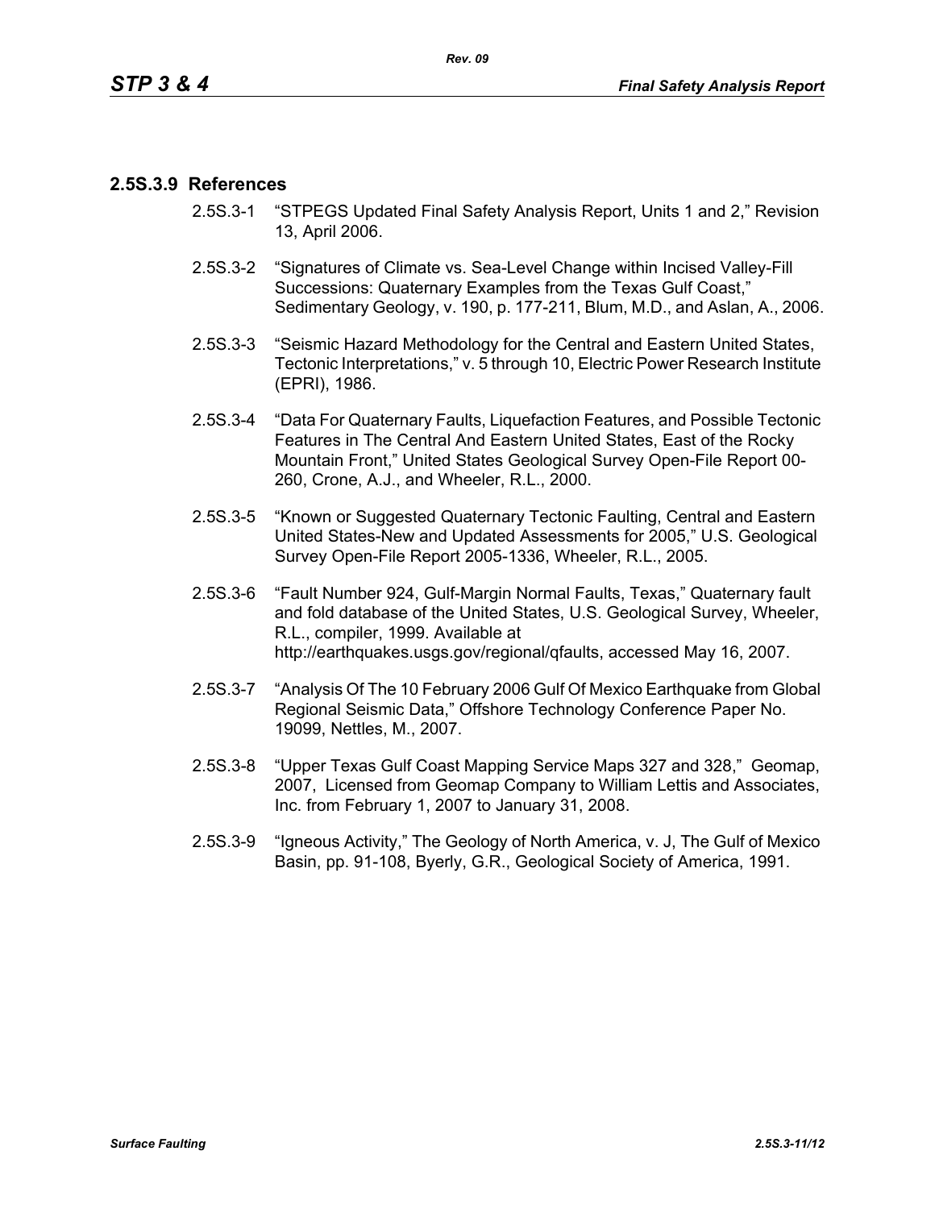### 2.5S.3.9 References

2.5S.3-1 "STPEGS Updated Final Safety Analysis Report, Units 1 and 2," Revision 13, April 2006.

2.5S.3-2 "Signatures of Climate vs. Sea-Level Change within Incised Valley-Fill Successions: Quaternary Examples from the Texas Gulf Coast," Sedimentary Geology, v. 190, p. 177-211, Blum, M.D., and Aslan, A., 2006.

2.5S.3-3 "Seismic Hazard Methodology for the Central and Eastern United States, Tectonic Interpretations," v. 5 through 10, Electric Power Research Institute (EPRI), 1986.

2.5S.3-4 "Data For Quaternary Faults, Liquefaction Features, and Possible Tectonic Features in The Central And Eastern United States, East of the Rocky Mountain Front," United States Geological Survey Open-File Report 00-260, Crone, A.J., and Wheeler, R.L., 2000.

2.5S.3-5 "Known or Suggested Quaternary Tectonic Faulting, Central and Eastern United States-New and Updated Assessments for 2005," U.S. Geological Survey Open-File Report 2005-1336, Wheeler, R.L., 2005.

2.5S.3-6 "Fault Number 924, Gulf-Margin Normal Faults, Texas," Quaternary fault and fold database of the United States, U.S. Geological Survey, Wheeler, R.L., compiler, 1999. Available at http://earthquakes.usgs.gov/regional/qfaults, accessed May 16, 2007.

2.5S.3-7 "Analysis Of The 10 February 2006 Gulf Of Mexico Earthquake from Global Regional Seismic Data," Offshore Technology Conference Paper No. 19099, Nettles, M., 2007.

2.5S.3-8 "Upper Texas Gulf Coast Mapping Service Maps 327 and 328," Geomap, 2007, Licensed from Geomap Company to William Lettis and Associates, Inc. from February 1, 2007 to January 31, 2008.

2.5S.3-9 "Igneous Activity," The Geology of North America, v. J, The Gulf of Mexico Basin, pp. 91-108, Byerly, G.R., Geological Society of America, 1991.